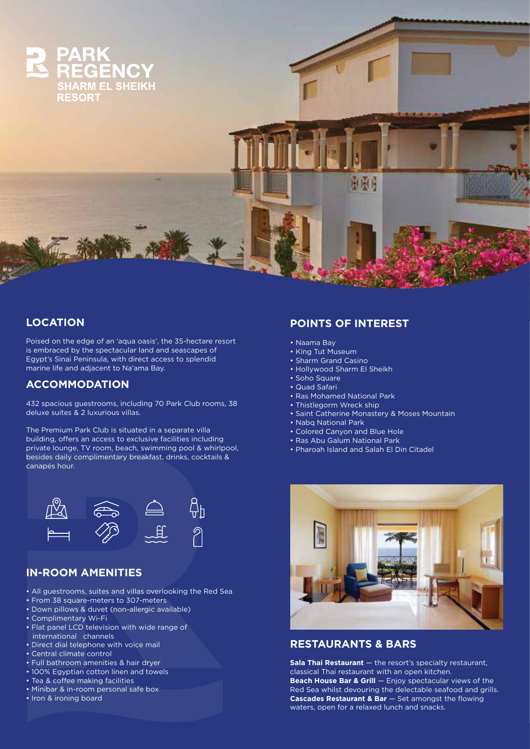# PARK REGENCY

SHARM EL SHEIKH RESORT

## LOCATION

Poised on the edge of an 'aqua oasis', the 35-hectare resort is embraced by the spectacular land and seascapes of Egypt's Sinai Peninsula, with direct access to splendid marine life and adjacent to Na'ama Bay.

## ACCOMMODATION

432 spacious guestrooms, including 70 Park Club rooms, 38 deluxe suites & 2 luxurious villas.

The Premium Park Club is situated in a separate villa building, offers an access to exclusive facilities including private lounge, TV room, beach, swimming pool & whirlpool, besides daily complimentary breakfast, drinks, cocktails & canapés hour.

## IN-ROOM AMENITIES

- All guestrooms, suites and villas overlooking the Red Sea
- From 38 square-meters to 307-meters
- Down pillows & duvet (non-allergic available)
- Complimentary Wi-Fi
- Flat panel LCD television with wide range of international channels
- Direct dial telephone with voice mail
- Central climate control
- Full bathroom amenities & hair dryer
- 100% Egyptian cotton linen and towels
- Tea & coffee making facilities
- Minibar & in-room personal safe box
- Iron & ironing board

## POINTS OF INTEREST

- Naama Bay
- King Tut Museum
- Sharm Grand Casino
- Hollywood Sharm El Sheikh
- Soho Square
- Quad Safari
- Ras Mohamed National Park
- Thistlegorm Wreck ship
- Saint Catherine Monastery & Moses Mountain
- Nabq National Park
- Colored Canyon and Blue Hole
- Ras Abu Galum National Park
- Pharoah Island and Salah El Din Citadel

## RESTAURANTS & BARS

**Sala Thai Restaurant** — the resort's specialty restaurant, classical Thai restaurant with an open kitchen.
**Beach House Bar & Grill** — Enjoy spectacular views of the Red Sea whilst devouring the delectable seafood and grills.
**Cascades Restaurant & Bar** — Set amongst the flowing waters, open for a relaxed lunch and snacks.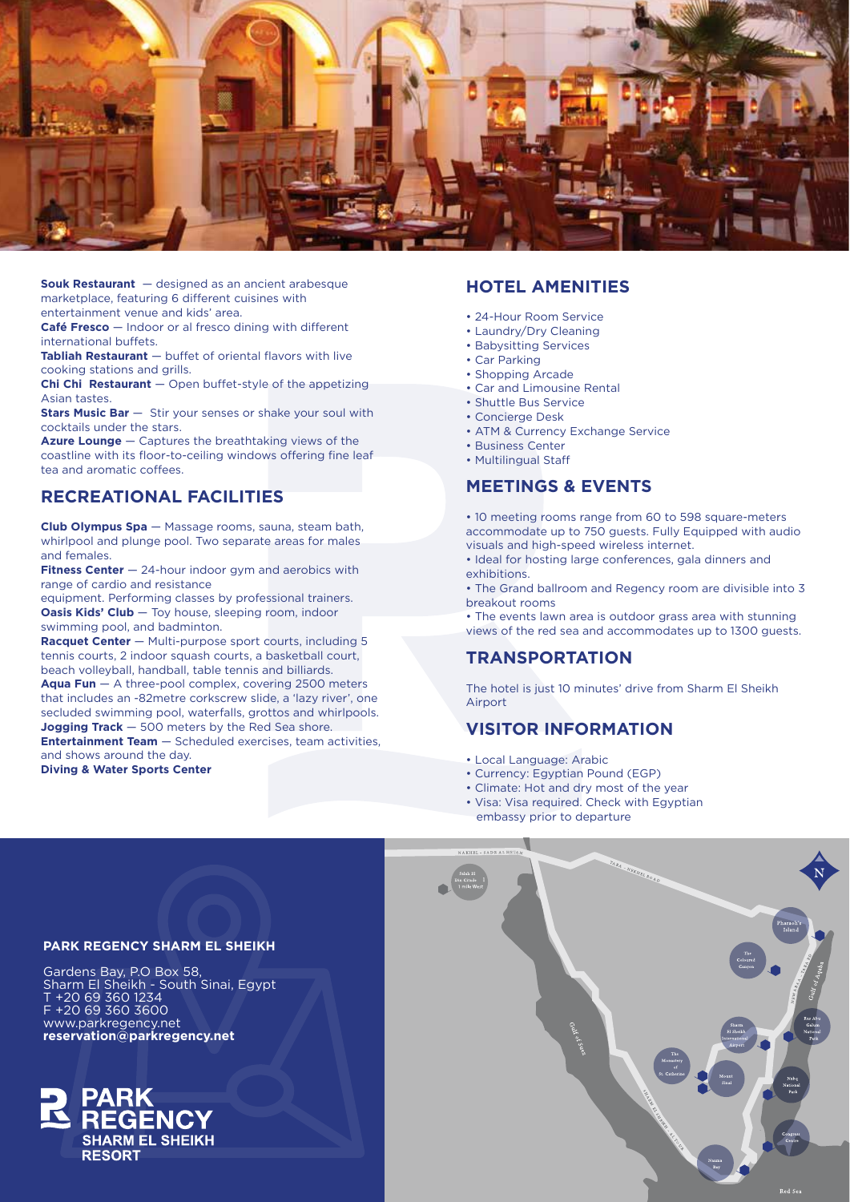**Souk Restaurant** — designed as an ancient arabesque marketplace, featuring 6 different cuisines with entertainment venue and kids' area.
**Café Fresco** — Indoor or al fresco dining with different international buffets.
**Tabliah Restaurant** — buffet of oriental flavors with live cooking stations and grills.
**Chi Chi Restaurant** — Open buffet-style of the appetizing Asian tastes.
**Stars Music Bar** — Stir your senses or shake your soul with cocktails under the stars.
**Azure Lounge** — Captures the breathtaking views of the coastline with its floor-to-ceiling windows offering fine leaf tea and aromatic coffees.

## RECREATIONAL FACILITIES

**Club Olympus Spa** — Massage rooms, sauna, steam bath, whirlpool and plunge pool. Two separate areas for males and females.
**Fitness Center** — 24-hour indoor gym and aerobics with range of cardio and resistance equipment. Performing classes by professional trainers.
**Oasis Kids' Club** — Toy house, sleeping room, indoor swimming pool, and badminton.
**Racquet Center** — Multi-purpose sport courts, including 5 tennis courts, 2 indoor squash courts, a basketball court, beach volleyball, handball, table tennis and billiards.
**Aqua Fun** — A three-pool complex, covering 2500 meters that includes an -82metre corkscrew slide, a 'lazy river', one secluded swimming pool, waterfalls, grottos and whirlpools.
**Jogging Track** — 500 meters by the Red Sea shore.
**Entertainment Team** — Scheduled exercises, team activities, and shows around the day.
**Diving & Water Sports Center**

## HOTEL AMENITIES

- 24-Hour Room Service
- Laundry/Dry Cleaning
- Babysitting Services
- Car Parking
- Shopping Arcade
- Car and Limousine Rental
- Shuttle Bus Service
- Concierge Desk
- ATM & Currency Exchange Service
- Business Center
- Multilingual Staff

## MEETINGS & EVENTS

- 10 meeting rooms range from 60 to 598 square-meters accommodate up to 750 guests. Fully Equipped with audio visuals and high-speed wireless internet.
- Ideal for hosting large conferences, gala dinners and exhibitions.
- The Grand ballroom and Regency room are divisible into 3 breakout rooms
- The events lawn area is outdoor grass area with stunning views of the red sea and accommodates up to 1300 guests.

## TRANSPORTATION

The hotel is just 10 minutes' drive from Sharm El Sheikh Airport

## VISITOR INFORMATION

- Local Language: Arabic
- Currency: Egyptian Pound (EGP)
- Climate: Hot and dry most of the year
- Visa: Visa required. Check with Egyptian embassy prior to departure

### PARK REGENCY SHARM EL SHEIKH

Gardens Bay, P.O Box 58,
Sharm El Sheikh - South Sinai, Egypt
T +20 69 360 1234
F +20 69 360 3600
www.parkregency.net
**reservation@parkregency.net**

PARK REGENCY
SHARM EL SHEIKH
RESORT